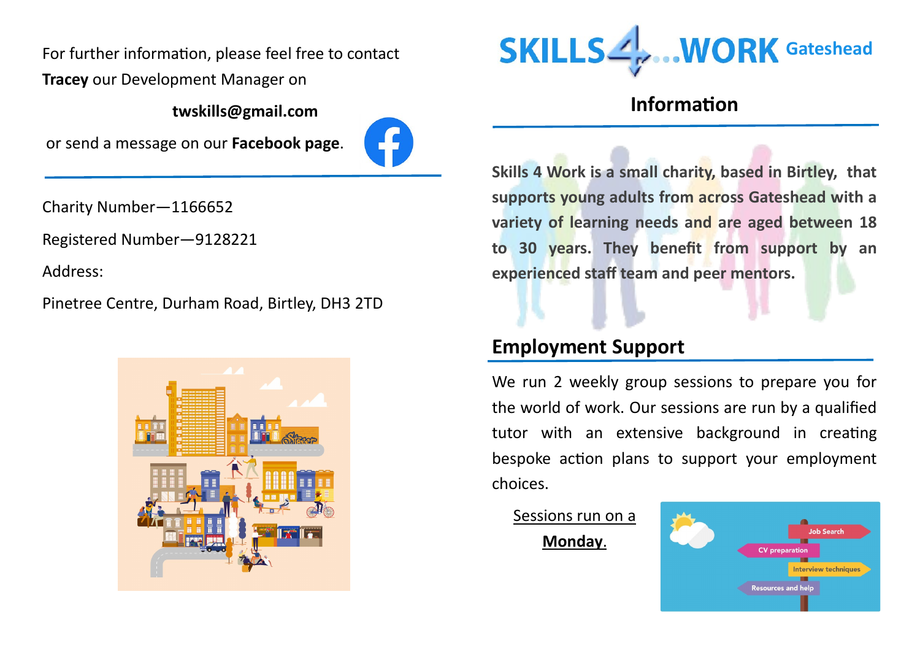For further information, please feel free to contact **Tracey** our Development Manager on

**twskills@gmail.com**

or send a message on our **Facebook page**.

Charity Number—1166652

Registered Number—9128221

Address:

Pinetree Centre, Durham Road, Birtley, DH3 2TD

# SKILLS 4...WORK Gateshead

## Information

**Skills 4 Work is a small charity, based in Birtley, that supports young adults from across Gateshead with a variety of learning needs and are aged between 18 to 30 years. They benefit from support by an experienced staff team and peer mentors.**

## Employment Support

We run 2 weekly group sessions to prepare you for the world of work. Our sessions are run by a qualified tutor with an extensive background in creating bespoke action plans to support your employment choices.

Sessions run on a **Monday**.

Job Search

CV preparation

Interview techniques

Resources and help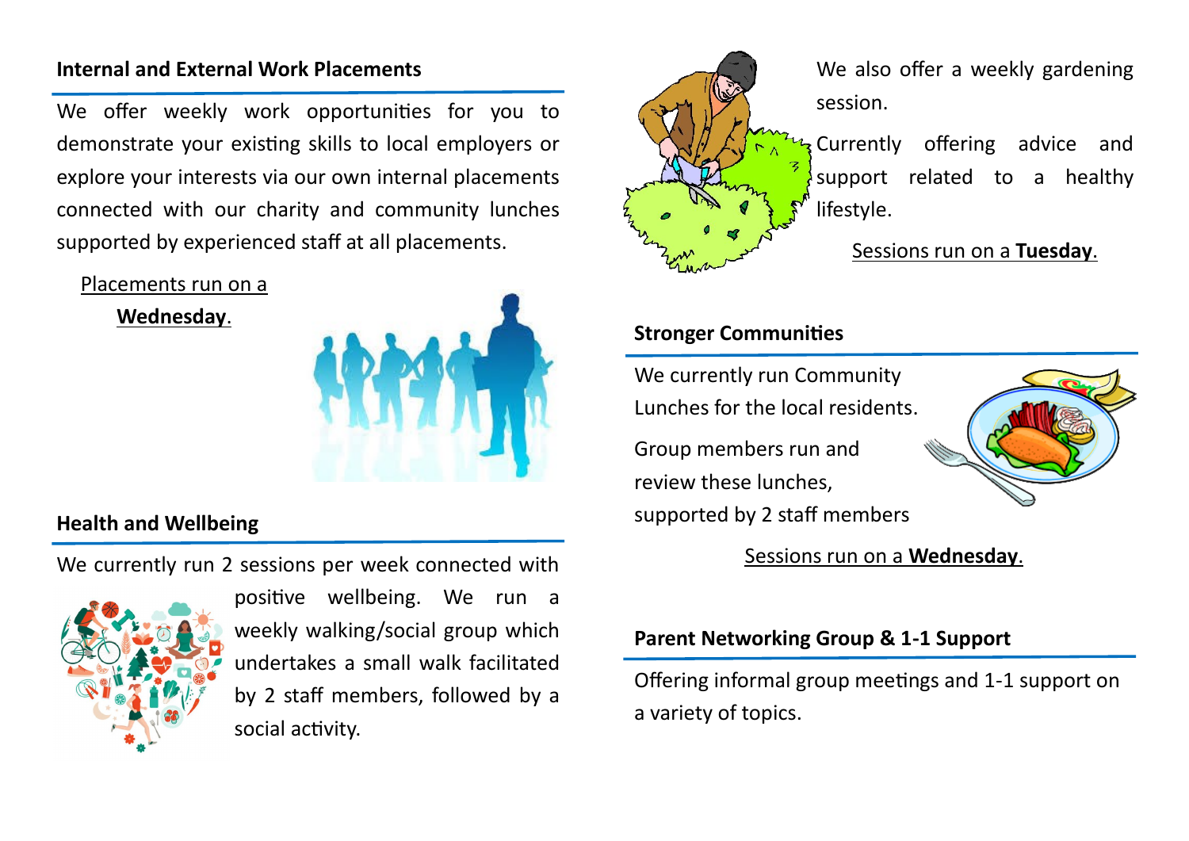## Internal and External Work Placements

We offer weekly work opportunities for you to demonstrate your existing skills to local employers or explore your interests via our own internal placements connected with our charity and community lunches supported by experienced staff at all placements.

Placements run on a **Wednesday**.

## Health and Wellbeing

We currently run 2 sessions per week connected with positive wellbeing. We run a weekly walking/social group which undertakes a small walk facilitated by 2 staff members, followed by a social activity.

We also offer a weekly gardening session.

Currently offering advice and support related to a healthy lifestyle.

Sessions run on a **Tuesday**.

## Stronger Communities

We currently run Community Lunches for the local residents.

Group members run and review these lunches, supported by 2 staff members

Sessions run on a **Wednesday**.

## Parent Networking Group & 1-1 Support

Offering informal group meetings and 1-1 support on a variety of topics.